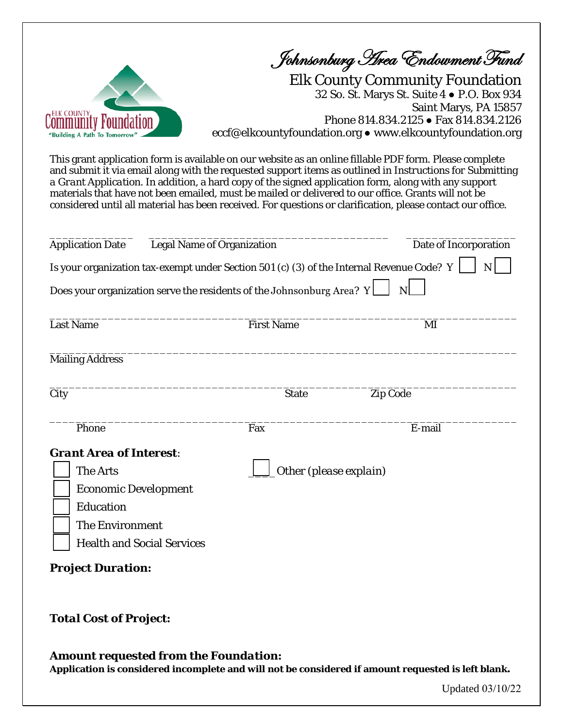# Johnsonburg Area Endowment Fund

Elk County Community Foundation
32 So. St. Marys St. Suite 4 ● P.O. Box 934
Saint Marys, PA 15857
Phone 814.834.2125 ● Fax 814.834.2126
eccf@elkcountyfoundation.org ● www.elkcountyfoundation.org

ELK COUNTY Community Foundation
"Building A Path To Tomorrow"

This grant application form is available on our website as an online fillable PDF form. Please complete and submit it via email along with the requested support items as outlined in Instructions for Submitting a *Grant Application*. In addition, a hard copy of the signed application form, along with any support materials that have not been emailed, must be mailed or delivered to our office. Grants will not be considered until all material has been received. For questions or clarification, please contact our office.

\_\_\_\_\_\_\_\_\_\_\_\_\_ \_\_\_\_\_\_\_\_\_\_\_\_\_\_\_\_\_\_\_\_\_\_\_\_\_\_\_\_\_\_\_\_\_\_\_\_\_ \_\_\_\_\_\_\_\_\_\_\_\_\_\_\_\_\_
Application Date    Legal Name of Organization    Date of Incorporation

Is your organization tax-exempt under Section 501 (c) (3) of the Internal Revenue Code? Y ☐ N ☐

Does your organization serve the residents of the Johnsonburg Area? Y ☐ N ☐

\_\_\_\_\_\_\_\_\_\_\_\_\_\_\_\_\_\_\_\_\_\_\_\_\_\_\_\_\_\_\_\_\_\_\_\_\_\_\_\_\_\_\_\_\_\_\_\_\_\_\_\_\_\_\_\_\_\_\_\_\_\_\_\_\_\_\_\_
Last Name    First Name    MI

\_\_\_\_\_\_\_\_\_\_\_\_\_\_\_\_\_\_\_\_\_\_\_\_\_\_\_\_\_\_\_\_\_\_\_\_\_\_\_\_\_\_\_\_\_\_\_\_\_\_\_\_\_\_\_\_\_\_\_\_\_\_\_\_\_\_\_\_
Mailing Address

\_\_\_\_\_\_\_\_\_\_\_\_\_\_\_\_\_\_\_\_\_\_\_\_\_\_\_\_\_\_\_\_\_\_\_\_\_\_\_\_\_\_\_\_\_\_\_\_\_\_\_\_\_\_\_\_\_\_\_\_\_\_\_\_\_\_\_\_
City    State    Zip Code

\_\_\_\_\_\_\_\_\_\_\_\_\_\_\_\_\_\_\_\_\_\_\_\_\_\_\_\_\_\_\_\_\_\_\_\_\_\_\_\_\_\_\_\_\_\_\_\_\_\_\_\_\_\_\_\_\_\_\_\_\_\_\_\_\_\_\_\_
Phone    Fax    E-mail

***Grant Area of Interest***:

- ☐ The Arts
- ☐ Economic Development
- ☐ Education
- ☐ The Environment
- ☐ Health and Social Services
- ☐ Other (*please explain*)

***Project Duration:***

***Total Cost of Project:***

***Amount requested from the Foundation:***
**Application is considered incomplete and will not be considered if amount requested is left blank.**

Updated 03/10/22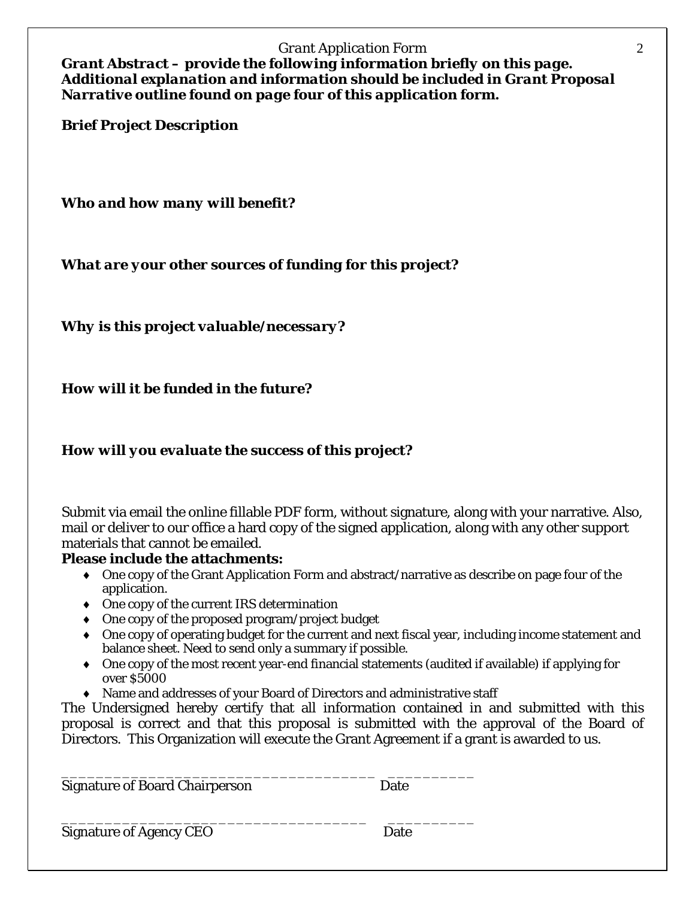**Grant Abstract – provide the following information briefly on this page. Additional explanation and information should be included in Grant Proposal Narrative outline found on page four of this application form.**

**Brief Project Description**

***Who and how many will benefit?***

***What are your other sources of funding for this project?***

***Why is this project valuable/necessary?***

***How will it be funded in the future?***

***How will you evaluate the success of this project?***

Submit via email the online fillable PDF form, without signature, along with your narrative. Also, mail or deliver to our office a hard copy of the signed application, along with any other support materials that cannot be emailed.

**Please include the attachments:**

- One copy of the Grant Application Form and abstract/narrative as describe on page four of the application.
- One copy of the current IRS determination
- One copy of the proposed program/project budget
- One copy of operating budget for the current and next fiscal year, including income statement and balance sheet. Need to send only a summary if possible.
- One copy of the most recent year-end financial statements (audited if available) if applying for over $5000
- Name and addresses of your Board of Directors and administrative staff

The Undersigned hereby certify that all information contained in and submitted with this proposal is correct and that this proposal is submitted with the approval of the Board of Directors. This Organization will execute the Grant Agreement if a grant is awarded to us.

_____________________________________ __________
Signature of Board Chairperson Date

_____________________________________ __________
Signature of Agency CEO Date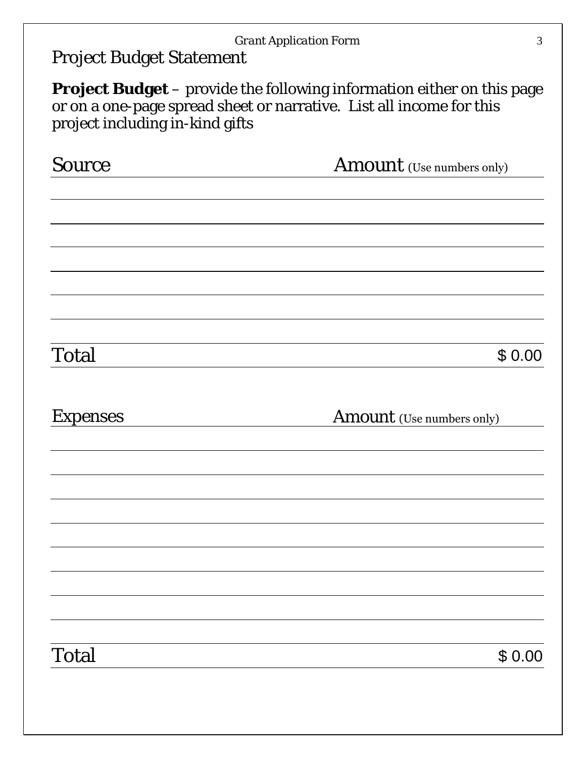# Project Budget Statement

**Project Budget** – provide the following information either on this page or on a one-page spread sheet or narrative. List all income for this project including in-kind gifts

| Source | Amount (Use numbers only) |
|---|---|
| | |
| | |
| | |
| | |
| | |
| | |
| | |
| Total | $ 0.00 |

| Expenses | Amount (Use numbers only) |
|---|---|
| | |
| | |
| | |
| | |
| | |
| | |
| | |
| | |
| | |
| Total | $ 0.00 |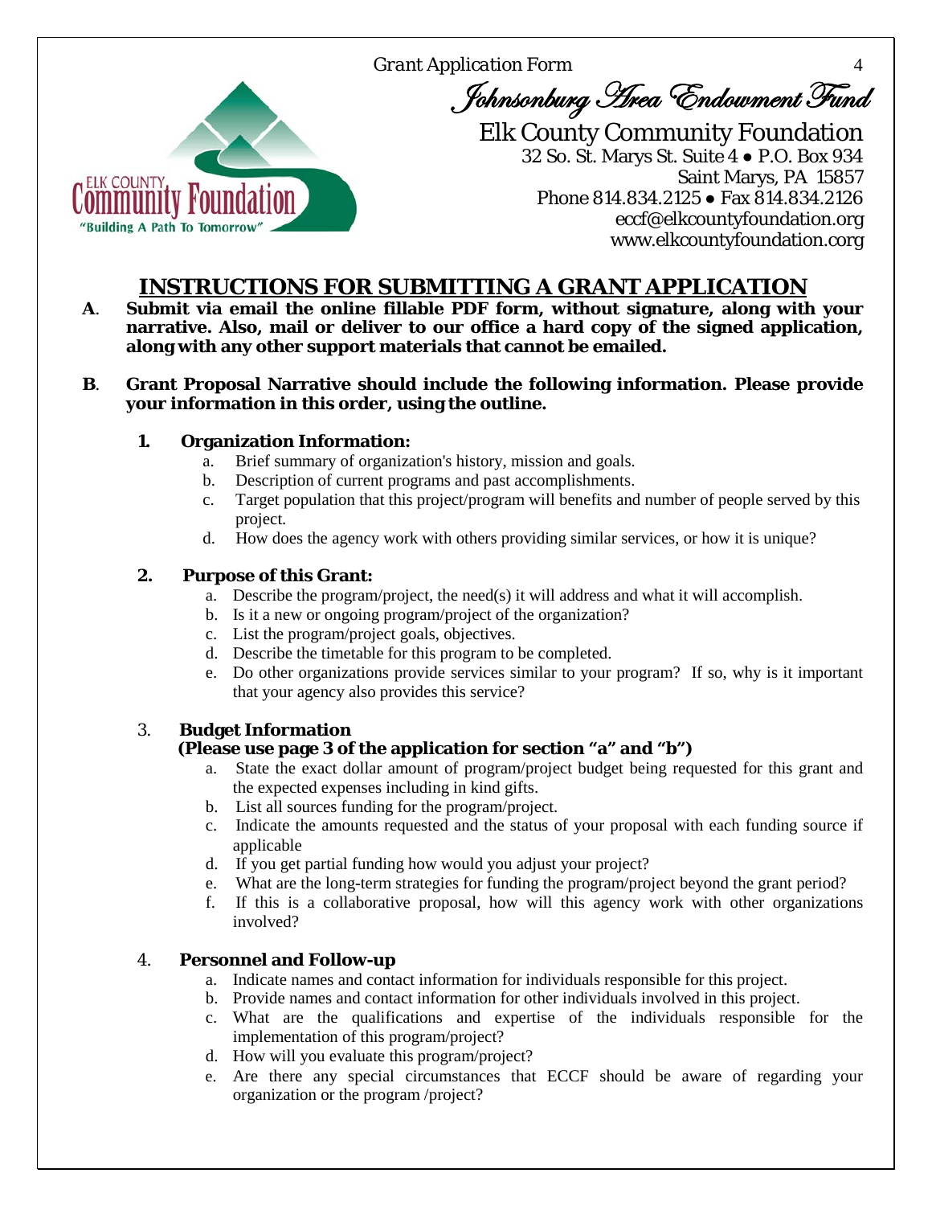Grant Application Form

*Johnsonburg Area Endowment Fund*

Elk County Community Foundation
32 So. St. Marys St. Suite 4 ● P.O. Box 934
Saint Marys, PA 15857
Phone 814.834.2125 ● Fax 814.834.2126
eccf@elkcountyfoundation.org
www.elkcountyfoundation.org

ELK COUNTY Community Foundation
"Building A Path To Tomorrow"

# INSTRUCTIONS FOR SUBMITTING A GRANT APPLICATION

**A**. **Submit via email the online fillable PDF form, without signature, along with your narrative. Also, mail or deliver to our office a hard copy of the signed application, along with any other support materials that cannot be emailed.**

**B**. **Grant Proposal Narrative should include the following information. Please provide your information in this order, using the outline.**

**1. Organization Information:**

a. Brief summary of organization's history, mission and goals.
b. Description of current programs and past accomplishments.
c. Target population that this project/program will benefits and number of people served by this project.
d. How does the agency work with others providing similar services, or how it is unique?

**2. Purpose of this Grant:**

a. Describe the program/project, the need(s) it will address and what it will accomplish.
b. Is it a new or ongoing program/project of the organization?
c. List the program/project goals, objectives.
d. Describe the timetable for this program to be completed.
e. Do other organizations provide services similar to your program? If so, why is it important that your agency also provides this service?

3. **Budget Information**
**(Please use page 3 of the application for section "a" and "b")**

a. State the exact dollar amount of program/project budget being requested for this grant and the expected expenses including in kind gifts.
b. List all sources funding for the program/project.
c. Indicate the amounts requested and the status of your proposal with each funding source if applicable
d. If you get partial funding how would you adjust your project?
e. What are the long-term strategies for funding the program/project beyond the grant period?
f. If this is a collaborative proposal, how will this agency work with other organizations involved?

4. **Personnel and Follow-up**

a. Indicate names and contact information for individuals responsible for this project.
b. Provide names and contact information for other individuals involved in this project.
c. What are the qualifications and expertise of the individuals responsible for the implementation of this program/project?
d. How will you evaluate this program/project?
e. Are there any special circumstances that ECCF should be aware of regarding your organization or the program /project?